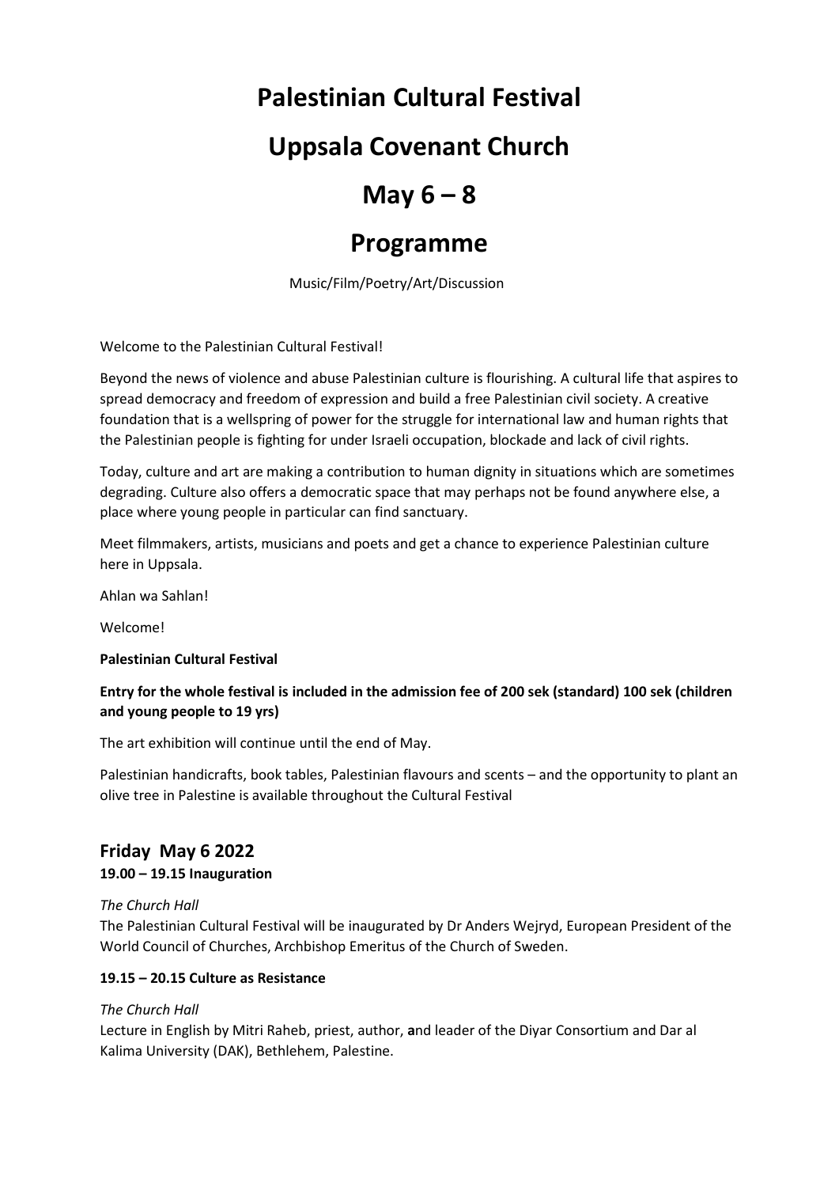# Palestinian Cultural Festival

# Uppsala Covenant Church

# May 6 – 8

# Programme

Music/Film/Poetry/Art/Discussion

Welcome to the Palestinian Cultural Festival!

Beyond the news of violence and abuse Palestinian culture is flourishing. A cultural life that aspires to spread democracy and freedom of expression and build a free Palestinian civil society. A creative foundation that is a wellspring of power for the struggle for international law and human rights that the Palestinian people is fighting for under Israeli occupation, blockade and lack of civil rights.

Today, culture and art are making a contribution to human dignity in situations which are sometimes degrading. Culture also offers a democratic space that may perhaps not be found anywhere else, a place where young people in particular can find sanctuary.

Meet filmmakers, artists, musicians and poets and get a chance to experience Palestinian culture here in Uppsala.

Ahlan wa Sahlan!

Welcome!

**Palestinian Cultural Festival**

**Entry for the whole festival is included in the admission fee of 200 sek (standard) 100 sek (children and young people to 19 yrs)**

The art exhibition will continue until the end of May.

Palestinian handicrafts, book tables, Palestinian flavours and scents – and the opportunity to plant an olive tree in Palestine is available throughout the Cultural Festival

## Friday May 6 2022

**19.00 – 19.15 Inauguration**

*The Church Hall*
The Palestinian Cultural Festival will be inaugurated by Dr Anders Wejryd, European President of the World Council of Churches, Archbishop Emeritus of the Church of Sweden.

**19.15 – 20.15 Culture as Resistance**

*The Church Hall*
Lecture in English by Mitri Raheb, priest, author, **a**nd leader of the Diyar Consortium and Dar al Kalima University (DAK), Bethlehem, Palestine.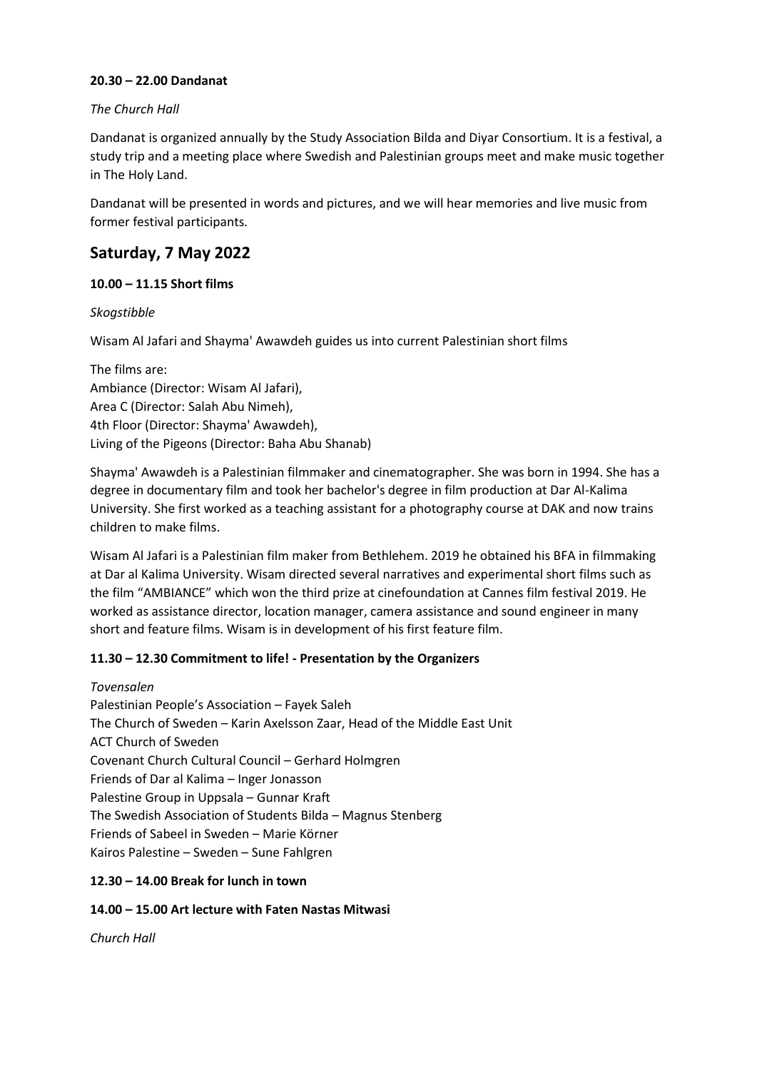**20.30 – 22.00 Dandanat**

*The Church Hall*

Dandanat is organized annually by the Study Association Bilda and Diyar Consortium. It is a festival, a study trip and a meeting place where Swedish and Palestinian groups meet and make music together in The Holy Land.

Dandanat will be presented in words and pictures, and we will hear memories and live music from former festival participants.

## Saturday, 7 May 2022

**10.00 – 11.15 Short films**

*Skogstibble*

Wisam Al Jafari and Shayma' Awawdeh guides us into current Palestinian short films

The films are:
Ambiance (Director: Wisam Al Jafari),
Area C (Director: Salah Abu Nimeh),
4th Floor (Director: Shayma' Awawdeh),
Living of the Pigeons (Director: Baha Abu Shanab)

Shayma' Awawdeh is a Palestinian filmmaker and cinematographer. She was born in 1994. She has a degree in documentary film and took her bachelor's degree in film production at Dar Al-Kalima University. She first worked as a teaching assistant for a photography course at DAK and now trains children to make films.

Wisam Al Jafari is a Palestinian film maker from Bethlehem. 2019 he obtained his BFA in filmmaking at Dar al Kalima University. Wisam directed several narratives and experimental short films such as the film "AMBIANCE" which won the third prize at cinefoundation at Cannes film festival 2019. He worked as assistance director, location manager, camera assistance and sound engineer in many short and feature films. Wisam is in development of his first feature film.

**11.30 – 12.30 Commitment to life! - Presentation by the Organizers**

*Tovensalen*
Palestinian People's Association – Fayek Saleh
The Church of Sweden – Karin Axelsson Zaar, Head of the Middle East Unit
ACT Church of Sweden
Covenant Church Cultural Council – Gerhard Holmgren
Friends of Dar al Kalima – Inger Jonasson
Palestine Group in Uppsala – Gunnar Kraft
The Swedish Association of Students Bilda – Magnus Stenberg
Friends of Sabeel in Sweden – Marie Körner
Kairos Palestine – Sweden – Sune Fahlgren

**12.30 – 14.00 Break for lunch in town**

**14.00 – 15.00 Art lecture with Faten Nastas Mitwasi**

*Church Hall*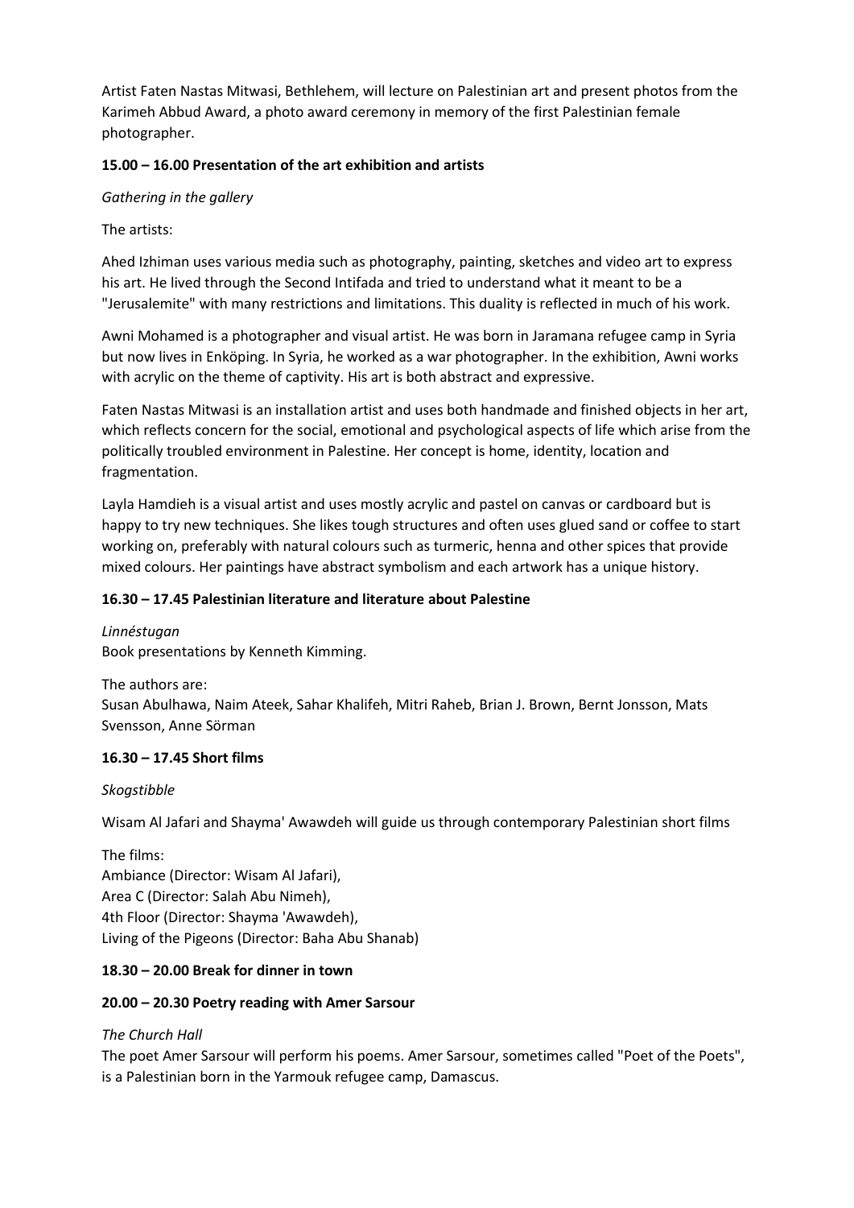Artist Faten Nastas Mitwasi, Bethlehem, will lecture on Palestinian art and present photos from the Karimeh Abbud Award, a photo award ceremony in memory of the first Palestinian female photographer.

**15.00 – 16.00 Presentation of the art exhibition and artists**

*Gathering in the gallery*

The artists:

Ahed Izhiman uses various media such as photography, painting, sketches and video art to express his art. He lived through the Second Intifada and tried to understand what it meant to be a "Jerusalemite" with many restrictions and limitations. This duality is reflected in much of his work.

Awni Mohamed is a photographer and visual artist. He was born in Jaramana refugee camp in Syria but now lives in Enköping. In Syria, he worked as a war photographer. In the exhibition, Awni works with acrylic on the theme of captivity. His art is both abstract and expressive.

Faten Nastas Mitwasi is an installation artist and uses both handmade and finished objects in her art, which reflects concern for the social, emotional and psychological aspects of life which arise from the politically troubled environment in Palestine. Her concept is home, identity, location and fragmentation.

Layla Hamdieh is a visual artist and uses mostly acrylic and pastel on canvas or cardboard but is happy to try new techniques. She likes tough structures and often uses glued sand or coffee to start working on, preferably with natural colours such as turmeric, henna and other spices that provide mixed colours. Her paintings have abstract symbolism and each artwork has a unique history.

**16.30 – 17.45 Palestinian literature and literature about Palestine**

*Linnéstugan*
Book presentations by Kenneth Kimming.

The authors are:
Susan Abulhawa, Naim Ateek, Sahar Khalifeh, Mitri Raheb, Brian J. Brown, Bernt Jonsson, Mats Svensson, Anne Sörman

**16.30 – 17.45 Short films**

*Skogstibble*

Wisam Al Jafari and Shayma' Awawdeh will guide us through contemporary Palestinian short films

The films:
Ambiance (Director: Wisam Al Jafari),
Area C (Director: Salah Abu Nimeh),
4th Floor (Director: Shayma 'Awawdeh),
Living of the Pigeons (Director: Baha Abu Shanab)

**18.30 – 20.00 Break for dinner in town**

**20.00 – 20.30 Poetry reading with Amer Sarsour**

*The Church Hall*
The poet Amer Sarsour will perform his poems. Amer Sarsour, sometimes called "Poet of the Poets", is a Palestinian born in the Yarmouk refugee camp, Damascus.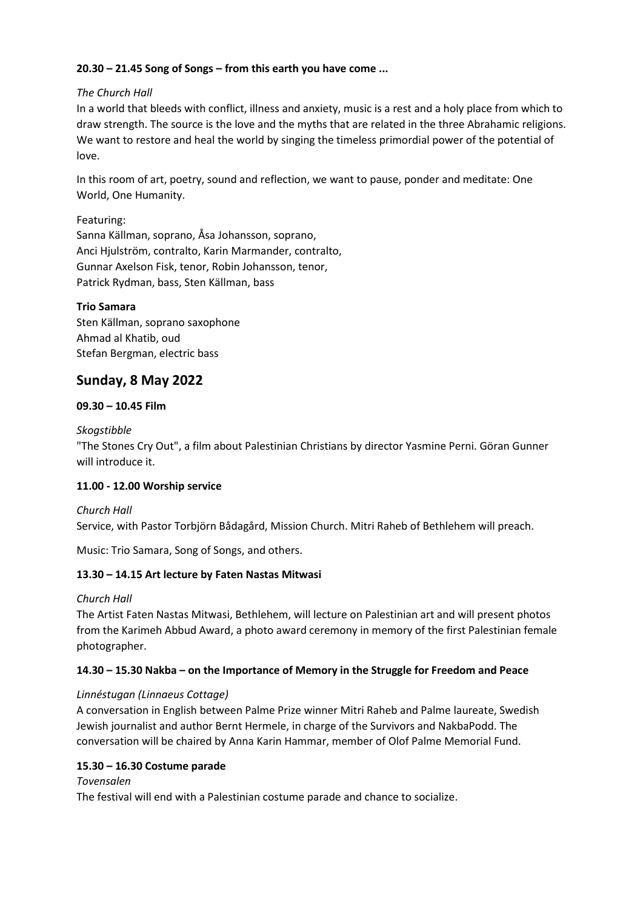**20.30 – 21.45 Song of Songs – from this earth you have come ...**

*The Church Hall*

In a world that bleeds with conflict, illness and anxiety, music is a rest and a holy place from which to draw strength. The source is the love and the myths that are related in the three Abrahamic religions. We want to restore and heal the world by singing the timeless primordial power of the potential of love.

In this room of art, poetry, sound and reflection, we want to pause, ponder and meditate: One World, One Humanity.

Featuring:
Sanna Källman, soprano, Åsa Johansson, soprano,
Anci Hjulström, contralto, Karin Marmander, contralto,
Gunnar Axelson Fisk, tenor, Robin Johansson, tenor,
Patrick Rydman, bass, Sten Källman, bass

**Trio Samara**
Sten Källman, soprano saxophone
Ahmad al Khatib, oud
Stefan Bergman, electric bass

## Sunday, 8 May 2022

**09.30 – 10.45 Film**

*Skogstibble*

"The Stones Cry Out", a film about Palestinian Christians by director Yasmine Perni. Göran Gunner will introduce it.

**11.00 - 12.00 Worship service**

*Church Hall*

Service, with Pastor Torbjörn Bådagård, Mission Church. Mitri Raheb of Bethlehem will preach.

Music: Trio Samara, Song of Songs, and others.

**13.30 – 14.15 Art lecture by Faten Nastas Mitwasi**

*Church Hall*

The Artist Faten Nastas Mitwasi, Bethlehem, will lecture on Palestinian art and will present photos from the Karimeh Abbud Award, a photo award ceremony in memory of the first Palestinian female photographer.

**14.30 – 15.30 Nakba – on the Importance of Memory in the Struggle for Freedom and Peace**

*Linnéstugan (Linnaeus Cottage)*

A conversation in English between Palme Prize winner Mitri Raheb and Palme laureate, Swedish Jewish journalist and author Bernt Hermele, in charge of the Survivors and NakbaPodd. The conversation will be chaired by Anna Karin Hammar, member of Olof Palme Memorial Fund.

**15.30 – 16.30 Costume parade**

*Tovensalen*

The festival will end with a Palestinian costume parade and chance to socialize.